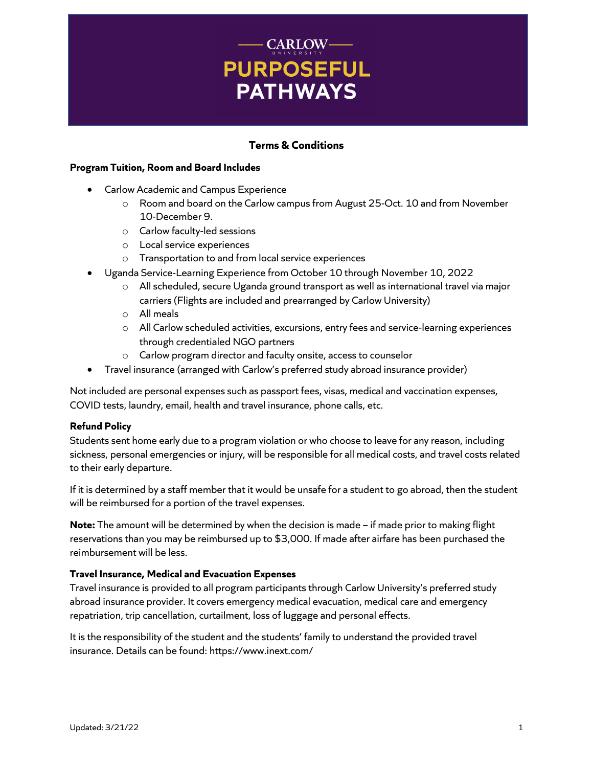# CARLOW UNIVERSITY PURPOSEFUL PATHWAYS

## Terms & Conditions

**Program Tuition, Room and Board Includes**

- Carlow Academic and Campus Experience
  - Room and board on the Carlow campus from August 25-Oct. 10 and from November 10-December 9.
  - Carlow faculty-led sessions
  - Local service experiences
  - Transportation to and from local service experiences
- Uganda Service-Learning Experience from October 10 through November 10, 2022
  - All scheduled, secure Uganda ground transport as well as international travel via major carriers (Flights are included and prearranged by Carlow University)
  - All meals
  - All Carlow scheduled activities, excursions, entry fees and service-learning experiences through credentialed NGO partners
  - Carlow program director and faculty onsite, access to counselor
- Travel insurance (arranged with Carlow's preferred study abroad insurance provider)

Not included are personal expenses such as passport fees, visas, medical and vaccination expenses, COVID tests, laundry, email, health and travel insurance, phone calls, etc.

**Refund Policy**

Students sent home early due to a program violation or who choose to leave for any reason, including sickness, personal emergencies or injury, will be responsible for all medical costs, and travel costs related to their early departure.

If it is determined by a staff member that it would be unsafe for a student to go abroad, then the student will be reimbursed for a portion of the travel expenses.

**Note:** The amount will be determined by when the decision is made – if made prior to making flight reservations than you may be reimbursed up to $3,000. If made after airfare has been purchased the reimbursement will be less.

**Travel Insurance, Medical and Evacuation Expenses**

Travel insurance is provided to all program participants through Carlow University's preferred study abroad insurance provider. It covers emergency medical evacuation, medical care and emergency repatriation, trip cancellation, curtailment, loss of luggage and personal effects.

It is the responsibility of the student and the students' family to understand the provided travel insurance. Details can be found: https://www.inext.com/

Updated: 3/21/22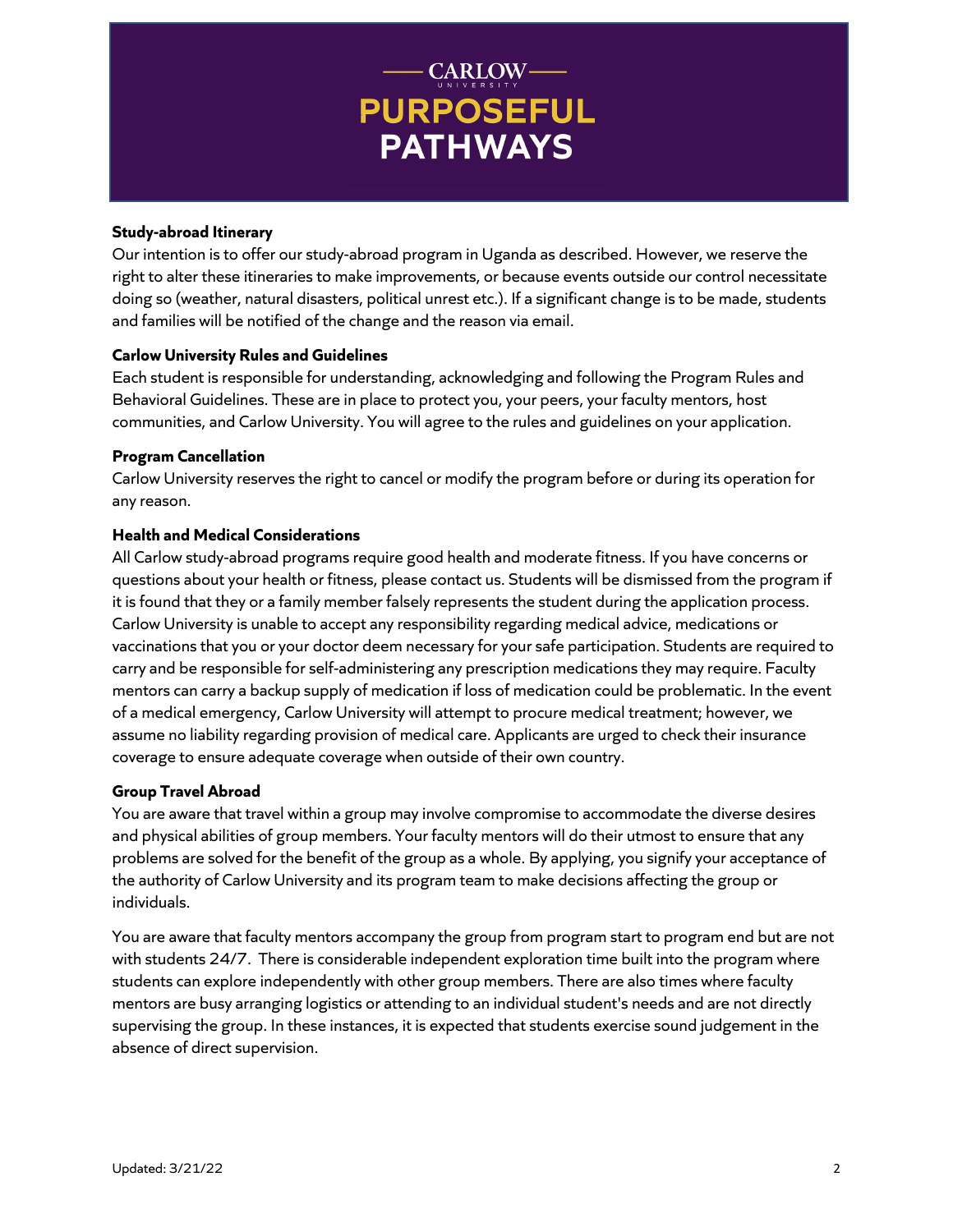# CARLOW UNIVERSITY PURPOSEFUL PATHWAYS

**Study-abroad Itinerary**

Our intention is to offer our study-abroad program in Uganda as described. However, we reserve the right to alter these itineraries to make improvements, or because events outside our control necessitate doing so (weather, natural disasters, political unrest etc.). If a significant change is to be made, students and families will be notified of the change and the reason via email.

**Carlow University Rules and Guidelines**

Each student is responsible for understanding, acknowledging and following the Program Rules and Behavioral Guidelines. These are in place to protect you, your peers, your faculty mentors, host communities, and Carlow University. You will agree to the rules and guidelines on your application.

**Program Cancellation**

Carlow University reserves the right to cancel or modify the program before or during its operation for any reason.

**Health and Medical Considerations**

All Carlow study-abroad programs require good health and moderate fitness. If you have concerns or questions about your health or fitness, please contact us. Students will be dismissed from the program if it is found that they or a family member falsely represents the student during the application process. Carlow University is unable to accept any responsibility regarding medical advice, medications or vaccinations that you or your doctor deem necessary for your safe participation. Students are required to carry and be responsible for self-administering any prescription medications they may require. Faculty mentors can carry a backup supply of medication if loss of medication could be problematic. In the event of a medical emergency, Carlow University will attempt to procure medical treatment; however, we assume no liability regarding provision of medical care. Applicants are urged to check their insurance coverage to ensure adequate coverage when outside of their own country.

**Group Travel Abroad**

You are aware that travel within a group may involve compromise to accommodate the diverse desires and physical abilities of group members. Your faculty mentors will do their utmost to ensure that any problems are solved for the benefit of the group as a whole. By applying, you signify your acceptance of the authority of Carlow University and its program team to make decisions affecting the group or individuals.

You are aware that faculty mentors accompany the group from program start to program end but are not with students 24/7. There is considerable independent exploration time built into the program where students can explore independently with other group members. There are also times where faculty mentors are busy arranging logistics or attending to an individual student's needs and are not directly supervising the group. In these instances, it is expected that students exercise sound judgement in the absence of direct supervision.

Updated: 3/21/22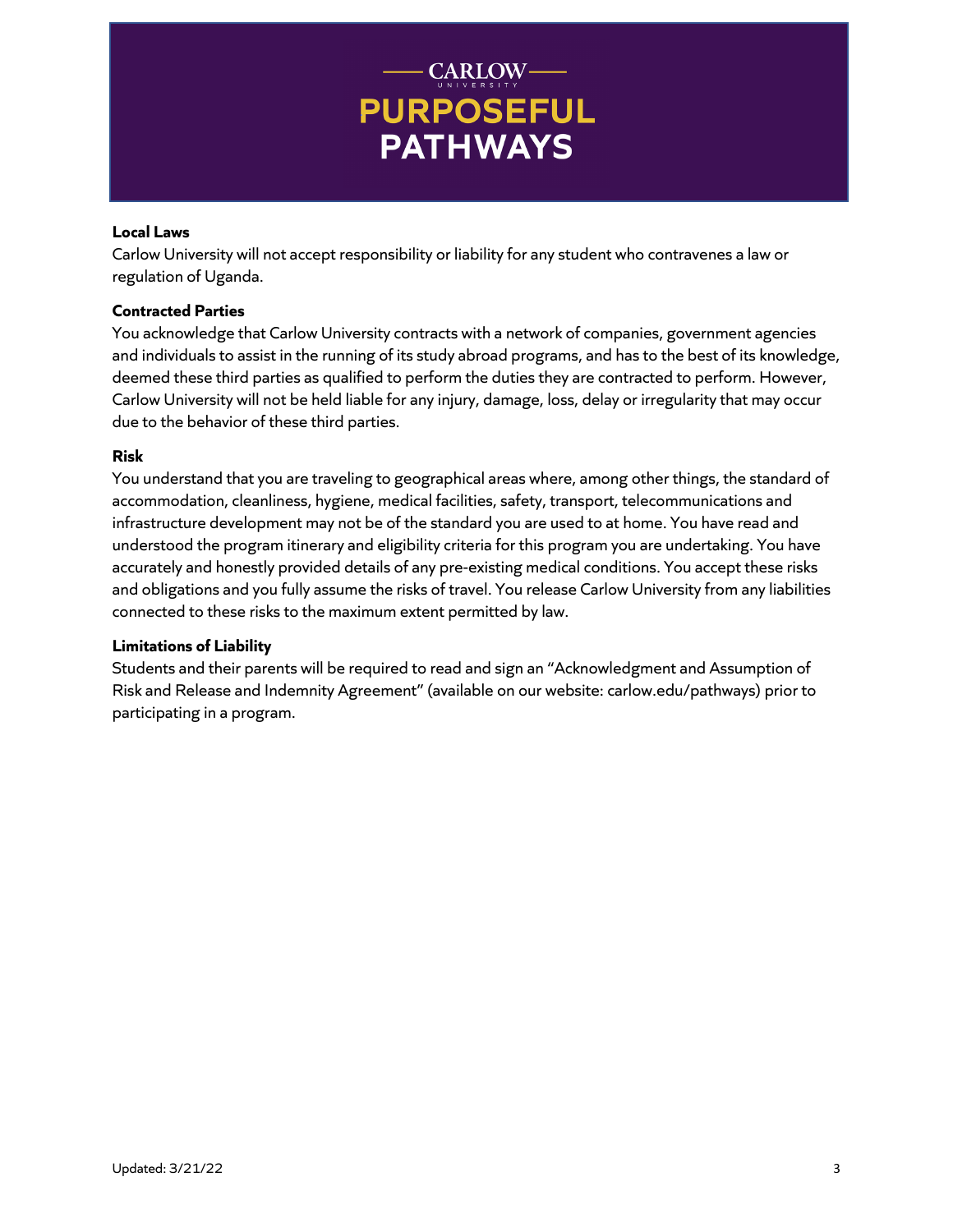**Local Laws**

Carlow University will not accept responsibility or liability for any student who contravenes a law or regulation of Uganda.

**Contracted Parties**

You acknowledge that Carlow University contracts with a network of companies, government agencies and individuals to assist in the running of its study abroad programs, and has to the best of its knowledge, deemed these third parties as qualified to perform the duties they are contracted to perform. However, Carlow University will not be held liable for any injury, damage, loss, delay or irregularity that may occur due to the behavior of these third parties.

**Risk**

You understand that you are traveling to geographical areas where, among other things, the standard of accommodation, cleanliness, hygiene, medical facilities, safety, transport, telecommunications and infrastructure development may not be of the standard you are used to at home. You have read and understood the program itinerary and eligibility criteria for this program you are undertaking. You have accurately and honestly provided details of any pre-existing medical conditions. You accept these risks and obligations and you fully assume the risks of travel. You release Carlow University from any liabilities connected to these risks to the maximum extent permitted by law.

**Limitations of Liability**

Students and their parents will be required to read and sign an "Acknowledgment and Assumption of Risk and Release and Indemnity Agreement" (available on our website: carlow.edu/pathways) prior to participating in a program.